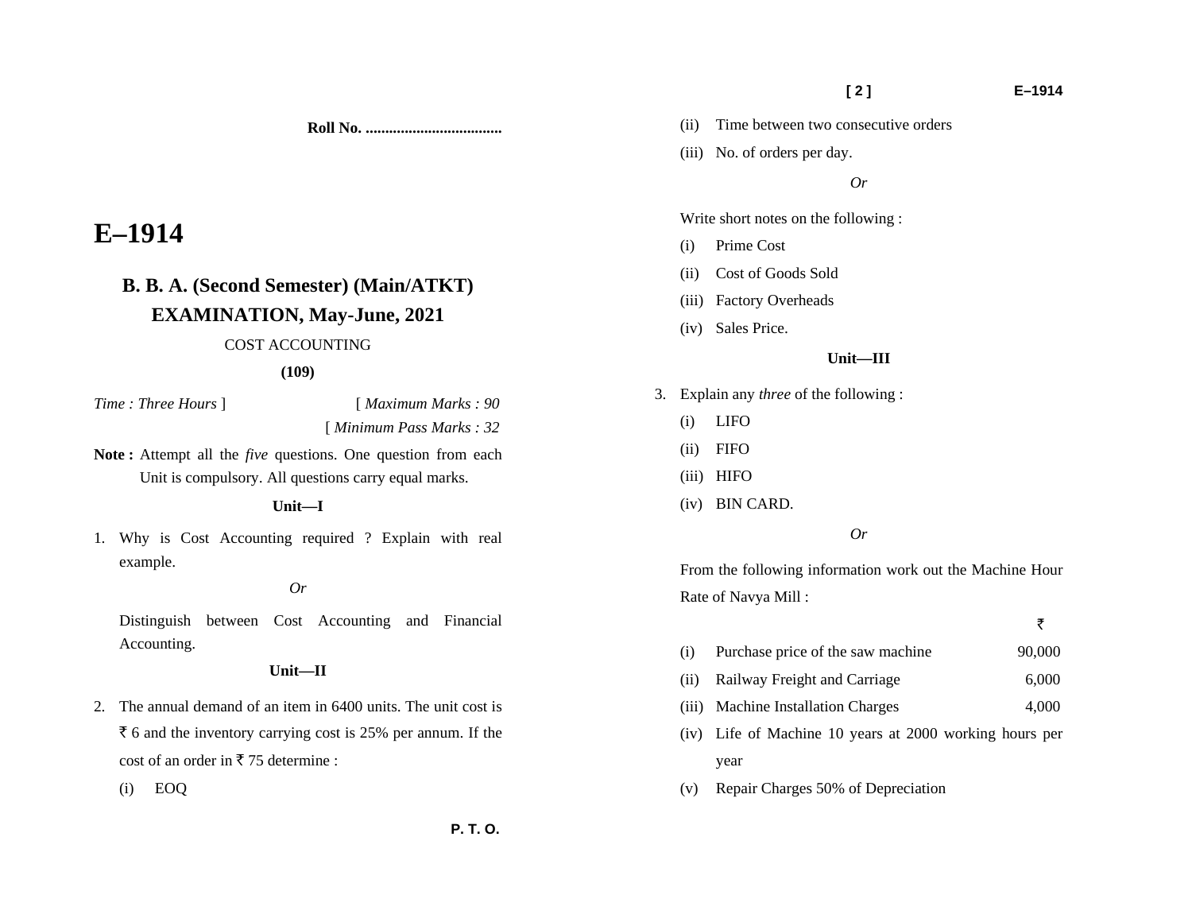Roll No. ...................................

# E–1914

## B. B. A. (Second Semester) (Main/ATKT) EXAMINATION, May-June, 2021

COST ACCOUNTING

**(109)**

*Time : Three Hours* ] [ *Maximum Marks : 90*

[ *Minimum Pass Marks : 32*

**Note :** Attempt all the *five* questions. One question from each Unit is compulsory. All questions carry equal marks.

### Unit—I

1. Why is Cost Accounting required ? Explain with real example.

*Or*

Distinguish between Cost Accounting and Financial Accounting.

### Unit—II

2. The annual demand of an item in 6400 units. The unit cost is ₹ 6 and the inventory carrying cost is 25% per annum. If the cost of an order in ₹ 75 determine :

   (i) EOQ

   (ii) Time between two consecutive orders

   (iii) No. of orders per day.

*Or*

Write short notes on the following :

(i) Prime Cost

(ii) Cost of Goods Sold

(iii) Factory Overheads

(iv) Sales Price.

### Unit—III

3. Explain any *three* of the following :

   (i) LIFO

   (ii) FIFO

   (iii) HIFO

   (iv) BIN CARD.

*Or*

From the following information work out the Machine Hour Rate of Navya Mill :

| | | ₹ |
|---|---|---|
| (i) | Purchase price of the saw machine | 90,000 |
| (ii) | Railway Freight and Carriage | 6,000 |
| (iii) | Machine Installation Charges | 4,000 |
| (iv) | Life of Machine 10 years at 2000 working hours per year | |
| (v) | Repair Charges 50% of Depreciation | |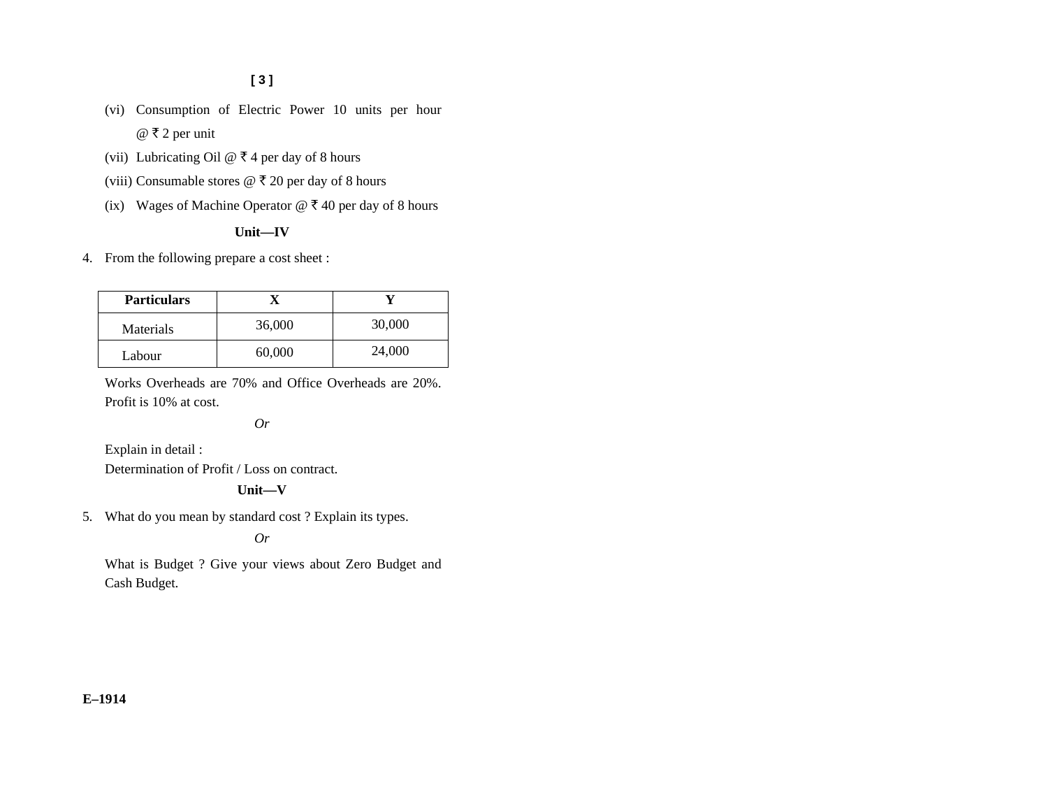(vi) Consumption of Electric Power 10 units per hour @ ₹ 2 per unit

(vii) Lubricating Oil @ ₹ 4 per day of 8 hours

(viii) Consumable stores @ ₹ 20 per day of 8 hours

(ix) Wages of Machine Operator @ ₹ 40 per day of 8 hours

**Unit—IV**

4. From the following prepare a cost sheet :

| **Particulars** | **X** | **Y** |
|---|---|---|
| Materials | 36,000 | 30,000 |
| Labour | 60,000 | 24,000 |

Works Overheads are 70% and Office Overheads are 20%. Profit is 10% at cost.

*Or*

Explain in detail :
Determination of Profit / Loss on contract.

**Unit—V**

5. What do you mean by standard cost ? Explain its types.

*Or*

What is Budget ? Give your views about Zero Budget and Cash Budget.

**E–1914**